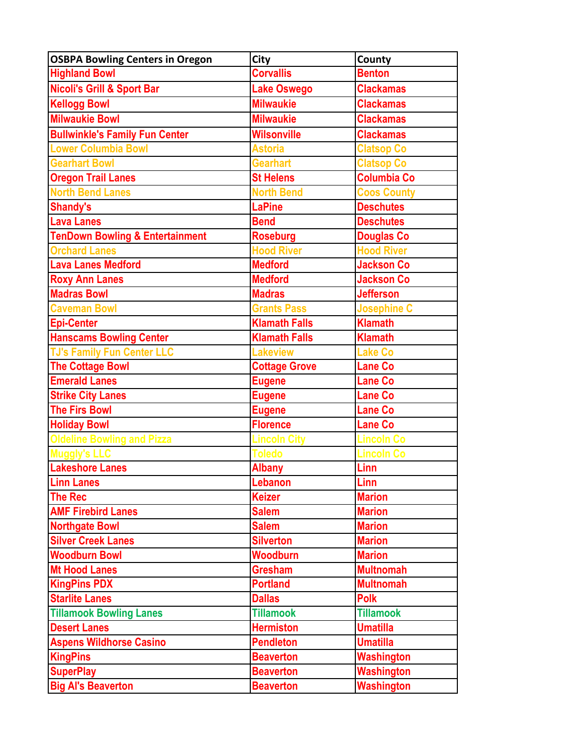| OSBPA Bowling Centers in Oregon | City | County |
| --- | --- | --- |
| Highland Bowl | Corvallis | Benton |
| Nicoli's Grill & Sport Bar | Lake Oswego | Clackamas |
| Kellogg Bowl | Milwaukie | Clackamas |
| Milwaukie Bowl | Milwaukie | Clackamas |
| Bullwinkle's Family Fun Center | Wilsonville | Clackamas |
| Lower Columbia Bowl | Astoria | Clatsop Co |
| Gearhart Bowl | Gearhart | Clatsop Co |
| Oregon Trail Lanes | St Helens | Columbia Co |
| North Bend Lanes | North Bend | Coos County |
| Shandy's | LaPine | Deschutes |
| Lava Lanes | Bend | Deschutes |
| TenDown Bowling & Entertainment | Roseburg | Douglas Co |
| Orchard Lanes | Hood River | Hood River |
| Lava Lanes Medford | Medford | Jackson Co |
| Roxy Ann Lanes | Medford | Jackson Co |
| Madras Bowl | Madras | Jefferson |
| Caveman Bowl | Grants Pass | Josephine C |
| Epi-Center | Klamath Falls | Klamath |
| Hanscams Bowling Center | Klamath Falls | Klamath |
| TJ's Family Fun Center LLC | Lakeview | Lake Co |
| The Cottage Bowl | Cottage Grove | Lane Co |
| Emerald Lanes | Eugene | Lane Co |
| Strike City Lanes | Eugene | Lane Co |
| The Firs Bowl | Eugene | Lane Co |
| Holiday Bowl | Florence | Lane Co |
| Oldeline Bowling and Pizza | Lincoln City | Lincoln Co |
| Muggly's LLC | Toledo | Lincoln Co |
| Lakeshore Lanes | Albany | Linn |
| Linn Lanes | Lebanon | Linn |
| The Rec | Keizer | Marion |
| AMF Firebird Lanes | Salem | Marion |
| Northgate Bowl | Salem | Marion |
| Silver Creek Lanes | Silverton | Marion |
| Woodburn Bowl | Woodburn | Marion |
| Mt Hood Lanes | Gresham | Multnomah |
| KingPins PDX | Portland | Multnomah |
| Starlite Lanes | Dallas | Polk |
| Tillamook Bowling Lanes | Tillamook | Tillamook |
| Desert Lanes | Hermiston | Umatilla |
| Aspens Wildhorse Casino | Pendleton | Umatilla |
| KingPins | Beaverton | Washington |
| SuperPlay | Beaverton | Washington |
| Big Al's Beaverton | Beaverton | Washington |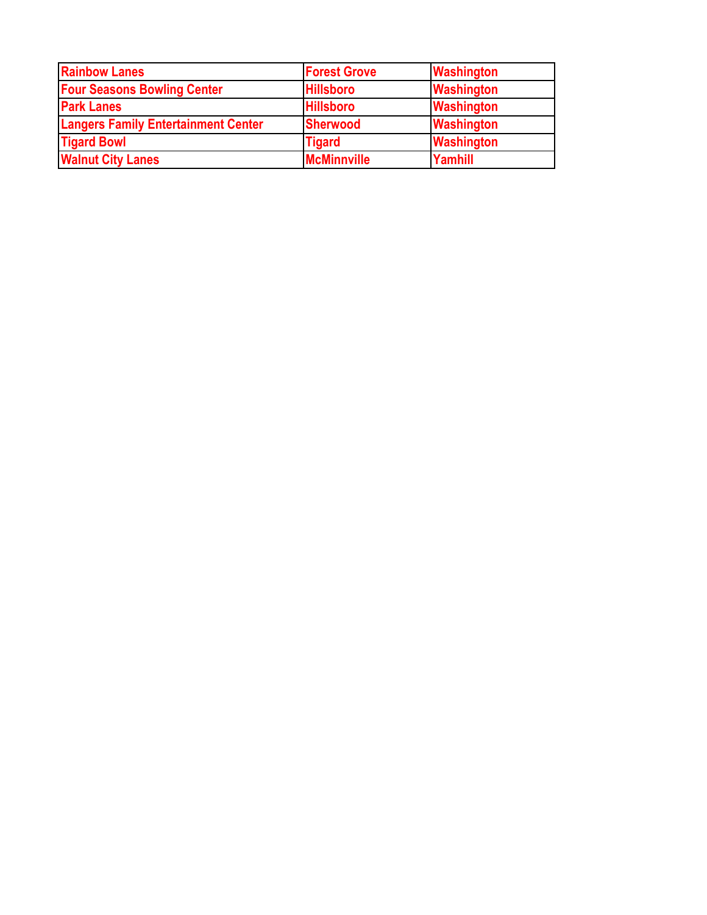| | | |
|---|---|---|
| Rainbow Lanes | Forest Grove | Washington |
| Four Seasons Bowling Center | Hillsboro | Washington |
| Park Lanes | Hillsboro | Washington |
| Langers Family Entertainment Center | Sherwood | Washington |
| Tigard Bowl | Tigard | Washington |
| Walnut City Lanes | McMinnville | Yamhill |